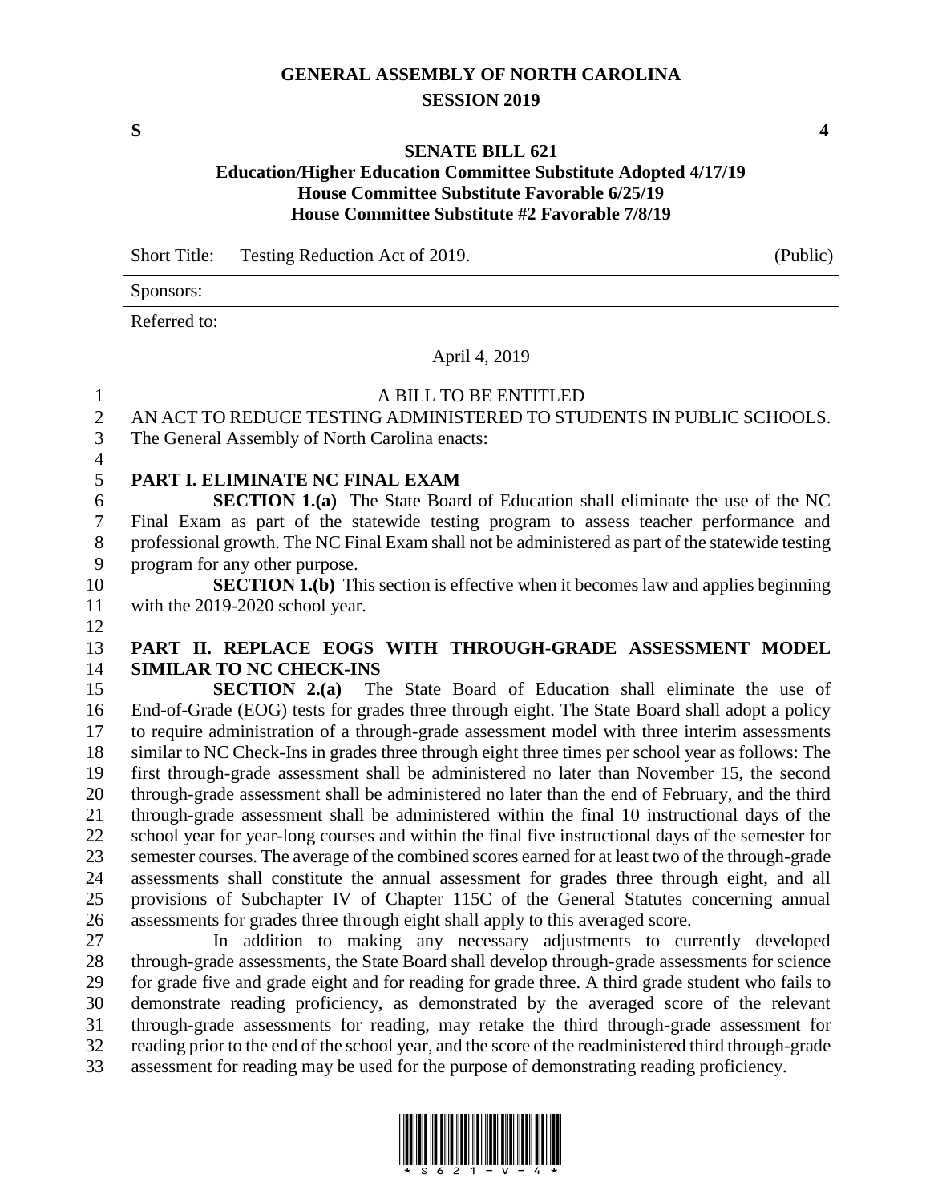# GENERAL ASSEMBLY OF NORTH CAROLINA
## SESSION 2019

**S** **4**

### SENATE BILL 621

**Education/Higher Education Committee Substitute Adopted 4/17/19**
**House Committee Substitute Favorable 6/25/19**
**House Committee Substitute #2 Favorable 7/8/19**

Short Title: Testing Reduction Act of 2019. (Public)

Sponsors:

Referred to:

April 4, 2019

A BILL TO BE ENTITLED

AN ACT TO REDUCE TESTING ADMINISTERED TO STUDENTS IN PUBLIC SCHOOLS.

The General Assembly of North Carolina enacts:

**PART I. ELIMINATE NC FINAL EXAM**

**SECTION 1.(a)** The State Board of Education shall eliminate the use of the NC Final Exam as part of the statewide testing program to assess teacher performance and professional growth. The NC Final Exam shall not be administered as part of the statewide testing program for any other purpose.

**SECTION 1.(b)** This section is effective when it becomes law and applies beginning with the 2019-2020 school year.

**PART II. REPLACE EOGS WITH THROUGH-GRADE ASSESSMENT MODEL SIMILAR TO NC CHECK-INS**

**SECTION 2.(a)** The State Board of Education shall eliminate the use of End-of-Grade (EOG) tests for grades three through eight. The State Board shall adopt a policy to require administration of a through-grade assessment model with three interim assessments similar to NC Check-Ins in grades three through eight three times per school year as follows: The first through-grade assessment shall be administered no later than November 15, the second through-grade assessment shall be administered no later than the end of February, and the third through-grade assessment shall be administered within the final 10 instructional days of the school year for year-long courses and within the final five instructional days of the semester for semester courses. The average of the combined scores earned for at least two of the through-grade assessments shall constitute the annual assessment for grades three through eight, and all provisions of Subchapter IV of Chapter 115C of the General Statutes concerning annual assessments for grades three through eight shall apply to this averaged score.

In addition to making any necessary adjustments to currently developed through-grade assessments, the State Board shall develop through-grade assessments for science for grade five and grade eight and for reading for grade three. A third grade student who fails to demonstrate reading proficiency, as demonstrated by the averaged score of the relevant through-grade assessments for reading, may retake the third through-grade assessment for reading prior to the end of the school year, and the score of the readministered third through-grade assessment for reading may be used for the purpose of demonstrating reading proficiency.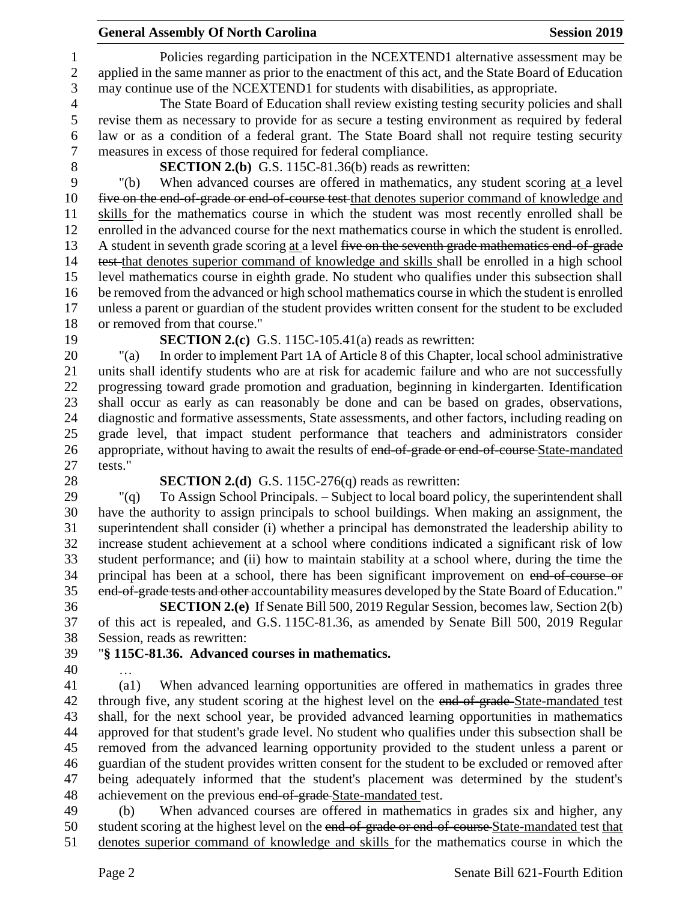Policies regarding participation in the NCEXTEND1 alternative assessment may be applied in the same manner as prior to the enactment of this act, and the State Board of Education may continue use of the NCEXTEND1 for students with disabilities, as appropriate.

The State Board of Education shall review existing testing security policies and shall revise them as necessary to provide for as secure a testing environment as required by federal law or as a condition of a federal grant. The State Board shall not require testing security measures in excess of those required for federal compliance.

**SECTION 2.(b)** G.S. 115C-81.36(b) reads as rewritten:

"(b) When advanced courses are offered in mathematics, any student scoring at a level ~~five on the end-of-grade or end-of-course test~~ that denotes superior command of knowledge and skills for the mathematics course in which the student was most recently enrolled shall be enrolled in the advanced course for the next mathematics course in which the student is enrolled. A student in seventh grade scoring at a level ~~five on the seventh grade mathematics end-of-grade test~~ that denotes superior command of knowledge and skills shall be enrolled in a high school level mathematics course in eighth grade. No student who qualifies under this subsection shall be removed from the advanced or high school mathematics course in which the student is enrolled unless a parent or guardian of the student provides written consent for the student to be excluded or removed from that course."

**SECTION 2.(c)** G.S. 115C-105.41(a) reads as rewritten:

"(a) In order to implement Part 1A of Article 8 of this Chapter, local school administrative units shall identify students who are at risk for academic failure and who are not successfully progressing toward grade promotion and graduation, beginning in kindergarten. Identification shall occur as early as can reasonably be done and can be based on grades, observations, diagnostic and formative assessments, State assessments, and other factors, including reading on grade level, that impact student performance that teachers and administrators consider appropriate, without having to await the results of ~~end-of-grade or end-of-course~~ State-mandated tests."

**SECTION 2.(d)** G.S. 115C-276(q) reads as rewritten:

"(q) To Assign School Principals. – Subject to local board policy, the superintendent shall have the authority to assign principals to school buildings. When making an assignment, the superintendent shall consider (i) whether a principal has demonstrated the leadership ability to increase student achievement at a school where conditions indicated a significant risk of low student performance; and (ii) how to maintain stability at a school where, during the time the principal has been at a school, there has been significant improvement on ~~end-of-course or end-of-grade tests and other~~ accountability measures developed by the State Board of Education."

**SECTION 2.(e)** If Senate Bill 500, 2019 Regular Session, becomes law, Section 2(b) of this act is repealed, and G.S. 115C-81.36, as amended by Senate Bill 500, 2019 Regular Session, reads as rewritten:

"**§ 115C-81.36. Advanced courses in mathematics.**

…

(a1) When advanced learning opportunities are offered in mathematics in grades three through five, any student scoring at the highest level on the ~~end-of-grade~~ State-mandated test shall, for the next school year, be provided advanced learning opportunities in mathematics approved for that student's grade level. No student who qualifies under this subsection shall be removed from the advanced learning opportunity provided to the student unless a parent or guardian of the student provides written consent for the student to be excluded or removed after being adequately informed that the student's placement was determined by the student's achievement on the previous ~~end-of-grade~~ State-mandated test.

(b) When advanced courses are offered in mathematics in grades six and higher, any student scoring at the highest level on the ~~end-of-grade or end-of-course~~ State-mandated test that denotes superior command of knowledge and skills for the mathematics course in which the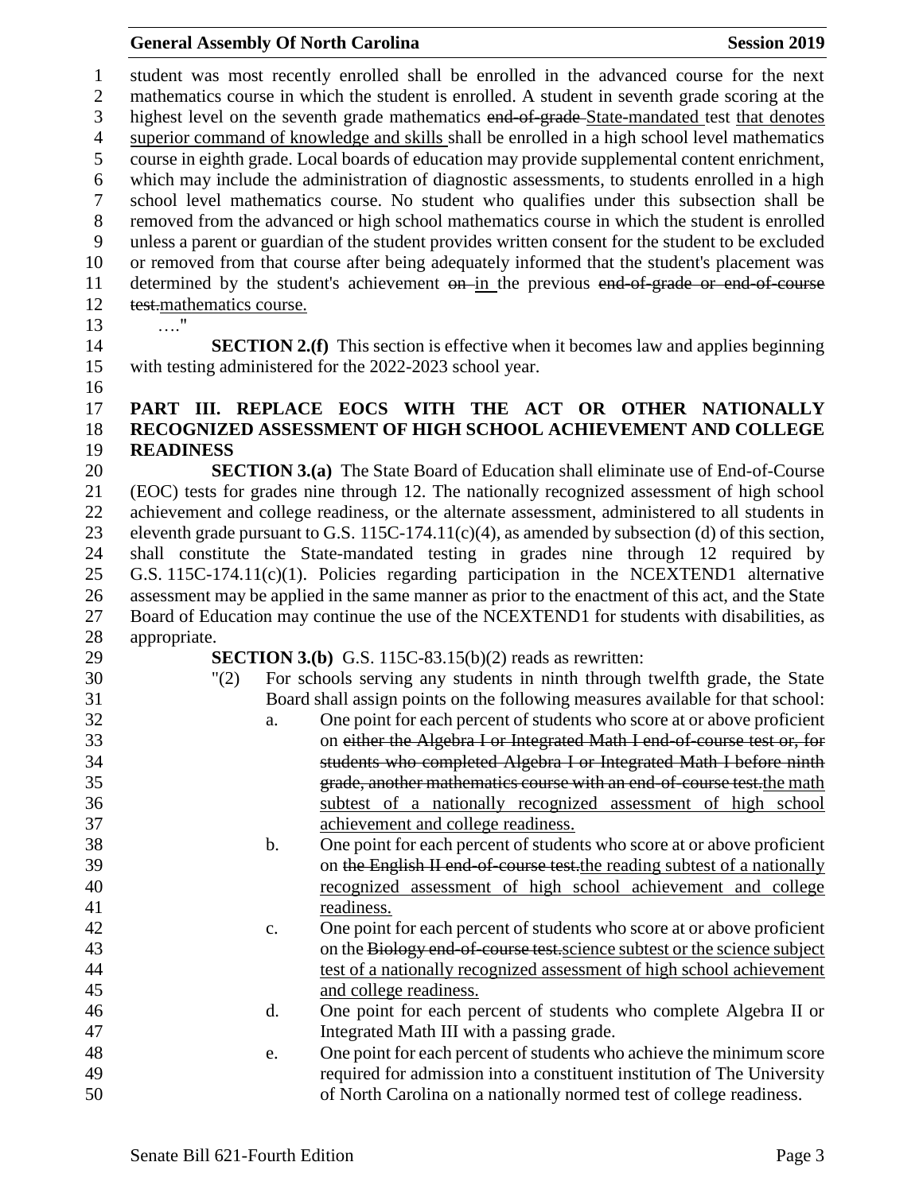student was most recently enrolled shall be enrolled in the advanced course for the next mathematics course in which the student is enrolled. A student in seventh grade scoring at the highest level on the seventh grade mathematics ~~end-of-grade~~ State-mandated test that denotes superior command of knowledge and skills shall be enrolled in a high school level mathematics course in eighth grade. Local boards of education may provide supplemental content enrichment, which may include the administration of diagnostic assessments, to students enrolled in a high school level mathematics course. No student who qualifies under this subsection shall be removed from the advanced or high school mathematics course in which the student is enrolled unless a parent or guardian of the student provides written consent for the student to be excluded or removed from that course after being adequately informed that the student's placement was determined by the student's achievement ~~on~~ in the previous ~~end-of-grade or end-of-course test.~~mathematics course.

…."

**SECTION 2.(f)** This section is effective when it becomes law and applies beginning with testing administered for the 2022-2023 school year.

**PART III. REPLACE EOCS WITH THE ACT OR OTHER NATIONALLY RECOGNIZED ASSESSMENT OF HIGH SCHOOL ACHIEVEMENT AND COLLEGE READINESS**

**SECTION 3.(a)** The State Board of Education shall eliminate use of End-of-Course (EOC) tests for grades nine through 12. The nationally recognized assessment of high school achievement and college readiness, or the alternate assessment, administered to all students in eleventh grade pursuant to G.S. 115C-174.11(c)(4), as amended by subsection (d) of this section, shall constitute the State-mandated testing in grades nine through 12 required by G.S. 115C-174.11(c)(1). Policies regarding participation in the NCEXTEND1 alternative assessment may be applied in the same manner as prior to the enactment of this act, and the State Board of Education may continue the use of the NCEXTEND1 for students with disabilities, as appropriate.

**SECTION 3.(b)** G.S. 115C-83.15(b)(2) reads as rewritten:

"(2) For schools serving any students in ninth through twelfth grade, the State Board shall assign points on the following measures available for that school:

a. One point for each percent of students who score at or above proficient on ~~either the Algebra I or Integrated Math I end-of-course test or, for students who completed Algebra I or Integrated Math I before ninth grade, another mathematics course with an end-of-course test.~~the math subtest of a nationally recognized assessment of high school achievement and college readiness.

b. One point for each percent of students who score at or above proficient on ~~the English II end-of-course test.~~the reading subtest of a nationally recognized assessment of high school achievement and college readiness.

c. One point for each percent of students who score at or above proficient on the ~~Biology end-of-course test.~~science subtest or the science subject test of a nationally recognized assessment of high school achievement and college readiness.

d. One point for each percent of students who complete Algebra II or Integrated Math III with a passing grade.

e. One point for each percent of students who achieve the minimum score required for admission into a constituent institution of The University of North Carolina on a nationally normed test of college readiness.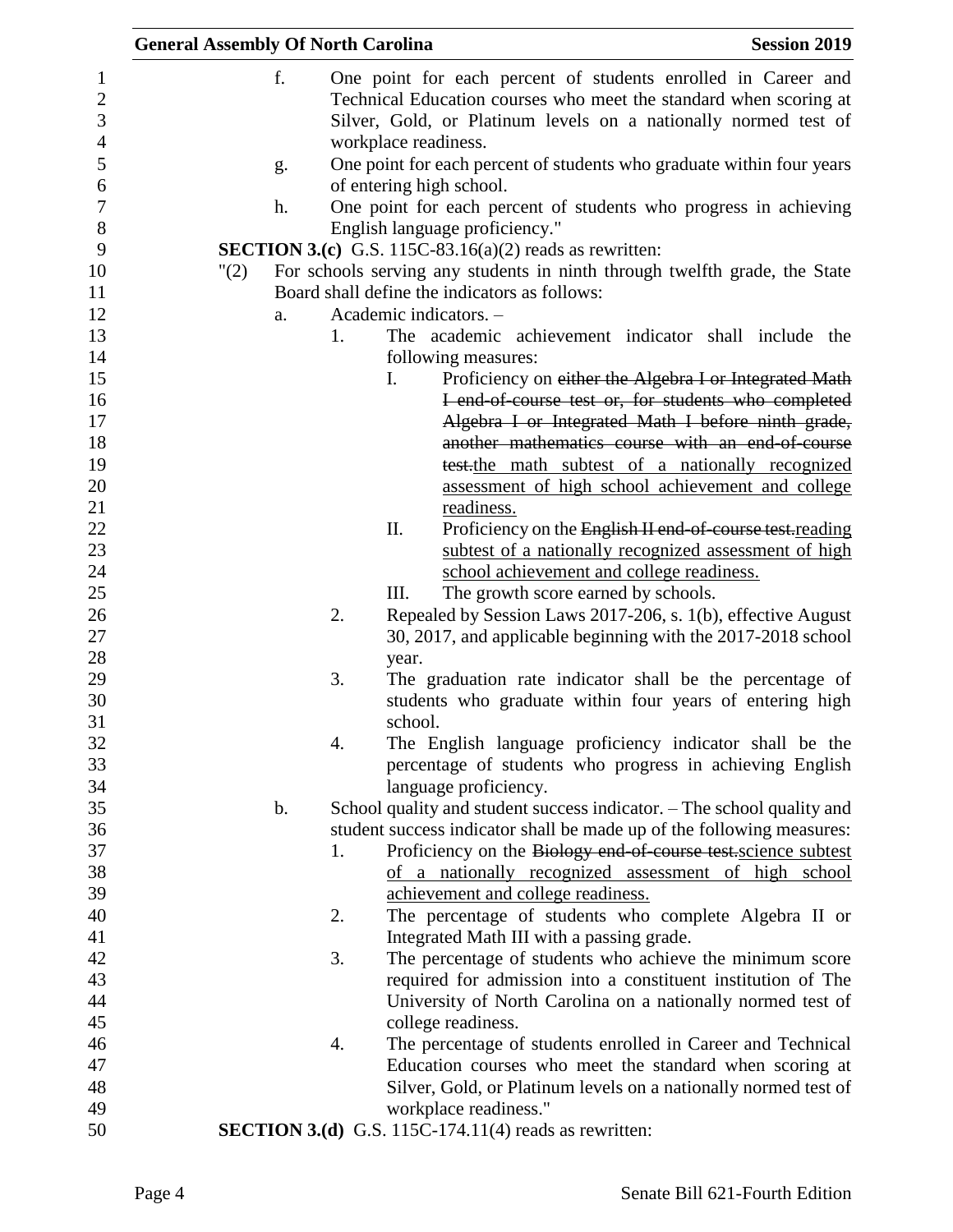f. One point for each percent of students enrolled in Career and Technical Education courses who meet the standard when scoring at Silver, Gold, or Platinum levels on a nationally normed test of workplace readiness.

g. One point for each percent of students who graduate within four years of entering high school.

h. One point for each percent of students who progress in achieving English language proficiency."

**SECTION 3.(c)** G.S. 115C-83.16(a)(2) reads as rewritten:

"(2) For schools serving any students in ninth through twelfth grade, the State Board shall define the indicators as follows:

a. Academic indicators. –

1. The academic achievement indicator shall include the following measures:

I. Proficiency on ~~either the Algebra I or Integrated Math I end-of-course test or, for students who completed Algebra I or Integrated Math I before ninth grade, another mathematics course with an end-of-course test.~~<u>the math subtest of a nationally recognized assessment of high school achievement and college readiness.</u>

II. Proficiency on the ~~English II end-of-course test.~~<u>reading subtest of a nationally recognized assessment of high school achievement and college readiness.</u>

III. The growth score earned by schools.

2. Repealed by Session Laws 2017-206, s. 1(b), effective August 30, 2017, and applicable beginning with the 2017-2018 school year.

3. The graduation rate indicator shall be the percentage of students who graduate within four years of entering high school.

4. The English language proficiency indicator shall be the percentage of students who progress in achieving English language proficiency.

b. School quality and student success indicator. – The school quality and student success indicator shall be made up of the following measures:

1. Proficiency on the ~~Biology end-of-course test.~~<u>science subtest of a nationally recognized assessment of high school achievement and college readiness.</u>

2. The percentage of students who complete Algebra II or Integrated Math III with a passing grade.

3. The percentage of students who achieve the minimum score required for admission into a constituent institution of The University of North Carolina on a nationally normed test of college readiness.

4. The percentage of students enrolled in Career and Technical Education courses who meet the standard when scoring at Silver, Gold, or Platinum levels on a nationally normed test of workplace readiness."

**SECTION 3.(d)** G.S. 115C-174.11(4) reads as rewritten: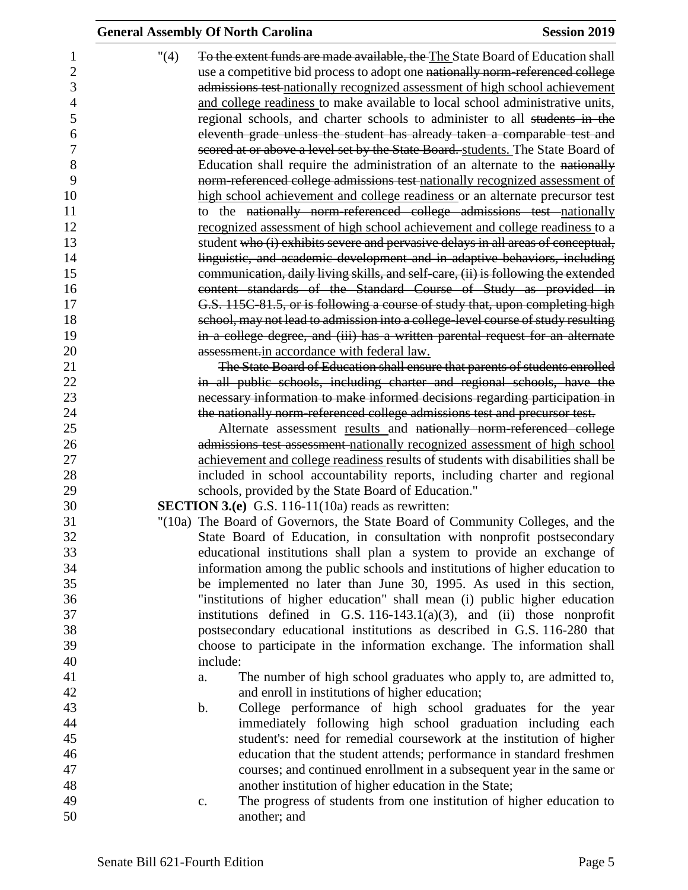"(4) ~~To the extent funds are made available, the~~ The State Board of Education shall use a competitive bid process to adopt one ~~nationally norm-referenced college admissions test~~ nationally recognized assessment of high school achievement and college readiness to make available to local school administrative units, regional schools, and charter schools to administer to all ~~students in the eleventh grade unless the student has already taken a comparable test and scored at or above a level set by the State Board.~~ students. The State Board of Education shall require the administration of an alternate to the ~~nationally norm-referenced college admissions test~~ nationally recognized assessment of high school achievement and college readiness or an alternate precursor test to the ~~nationally norm-referenced college admissions test~~ nationally recognized assessment of high school achievement and college readiness to a student ~~who (i) exhibits severe and pervasive delays in all areas of conceptual, linguistic, and academic development and in adaptive behaviors, including communication, daily living skills, and self-care, (ii) is following the extended content standards of the Standard Course of Study as provided in G.S. 115C-81.5, or is following a course of study that, upon completing high school, may not lead to admission into a college-level course of study resulting in a college degree, and (iii) has a written parental request for an alternate assessment.~~ in accordance with federal law.

~~The State Board of Education shall ensure that parents of students enrolled in all public schools, including charter and regional schools, have the necessary information to make informed decisions regarding participation in the nationally norm-referenced college admissions test and precursor test.~~

Alternate assessment results and ~~nationally norm-referenced college admissions test assessment~~ nationally recognized assessment of high school achievement and college readiness results of students with disabilities shall be included in school accountability reports, including charter and regional schools, provided by the State Board of Education."

**SECTION 3.(e)** G.S. 116-11(10a) reads as rewritten:

"(10a) The Board of Governors, the State Board of Community Colleges, and the State Board of Education, in consultation with nonprofit postsecondary educational institutions shall plan a system to provide an exchange of information among the public schools and institutions of higher education to be implemented no later than June 30, 1995. As used in this section, "institutions of higher education" shall mean (i) public higher education institutions defined in G.S. 116-143.1(a)(3), and (ii) those nonprofit postsecondary educational institutions as described in G.S. 116-280 that choose to participate in the information exchange. The information shall include:

a. The number of high school graduates who apply to, are admitted to, and enroll in institutions of higher education;
b. College performance of high school graduates for the year immediately following high school graduation including each student's: need for remedial coursework at the institution of higher education that the student attends; performance in standard freshmen courses; and continued enrollment in a subsequent year in the same or another institution of higher education in the State;
c. The progress of students from one institution of higher education to another; and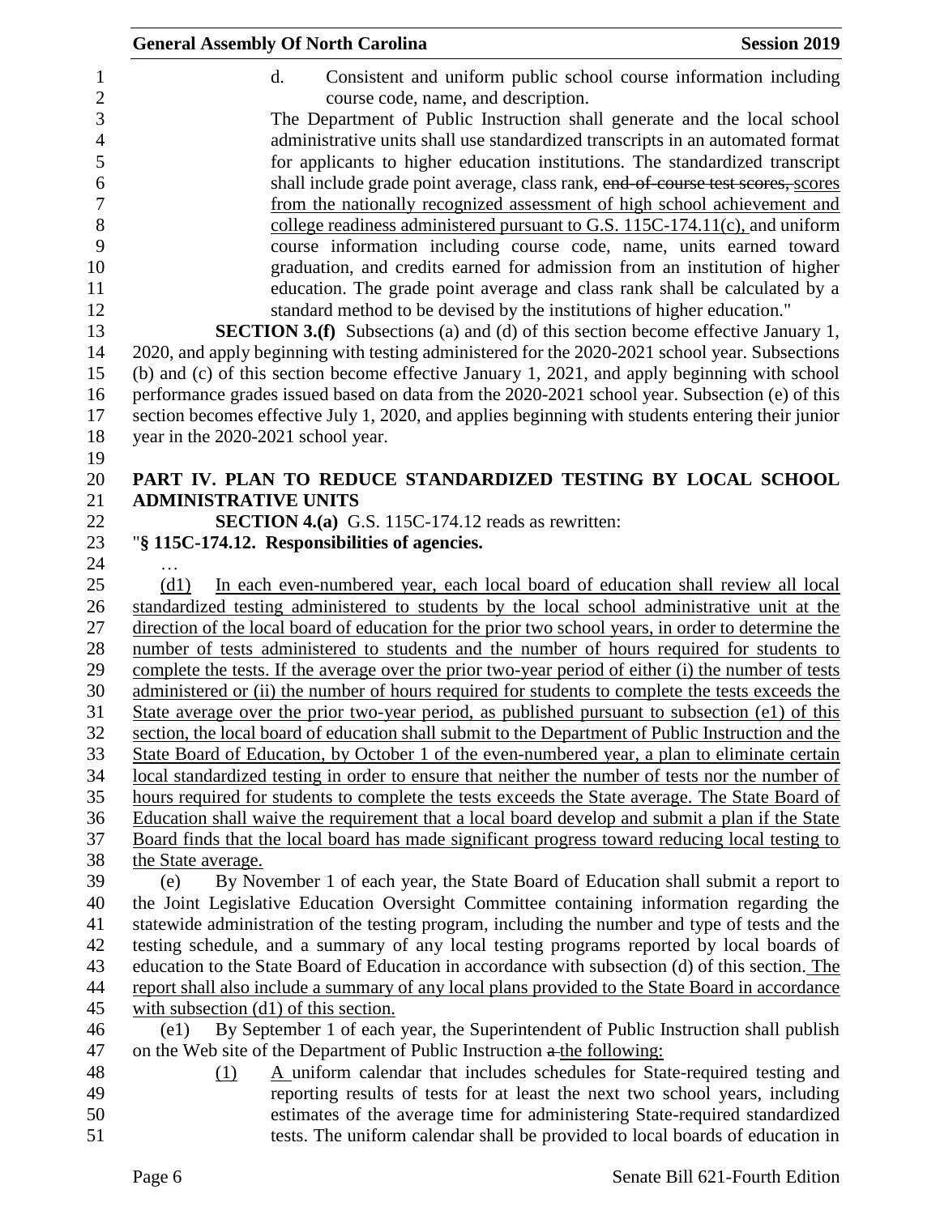d. Consistent and uniform public school course information including course code, name, and description.

The Department of Public Instruction shall generate and the local school administrative units shall use standardized transcripts in an automated format for applicants to higher education institutions. The standardized transcript shall include grade point average, class rank, ~~end-of-course test scores,~~ scores from the nationally recognized assessment of high school achievement and college readiness administered pursuant to G.S. 115C-174.11(c), and uniform course information including course code, name, units earned toward graduation, and credits earned for admission from an institution of higher education. The grade point average and class rank shall be calculated by a standard method to be devised by the institutions of higher education."

**SECTION 3.(f)** Subsections (a) and (d) of this section become effective January 1, 2020, and apply beginning with testing administered for the 2020-2021 school year. Subsections (b) and (c) of this section become effective January 1, 2021, and apply beginning with school performance grades issued based on data from the 2020-2021 school year. Subsection (e) of this section becomes effective July 1, 2020, and applies beginning with students entering their junior year in the 2020-2021 school year.

**PART IV. PLAN TO REDUCE STANDARDIZED TESTING BY LOCAL SCHOOL ADMINISTRATIVE UNITS**

**SECTION 4.(a)** G.S. 115C-174.12 reads as rewritten:

"**§ 115C-174.12. Responsibilities of agencies.**

…

(d1) In each even-numbered year, each local board of education shall review all local standardized testing administered to students by the local school administrative unit at the direction of the local board of education for the prior two school years, in order to determine the number of tests administered to students and the number of hours required for students to complete the tests. If the average over the prior two-year period of either (i) the number of tests administered or (ii) the number of hours required for students to complete the tests exceeds the State average over the prior two-year period, as published pursuant to subsection (e1) of this section, the local board of education shall submit to the Department of Public Instruction and the State Board of Education, by October 1 of the even-numbered year, a plan to eliminate certain local standardized testing in order to ensure that neither the number of tests nor the number of hours required for students to complete the tests exceeds the State average. The State Board of Education shall waive the requirement that a local board develop and submit a plan if the State Board finds that the local board has made significant progress toward reducing local testing to the State average.

(e) By November 1 of each year, the State Board of Education shall submit a report to the Joint Legislative Education Oversight Committee containing information regarding the statewide administration of the testing program, including the number and type of tests and the testing schedule, and a summary of any local testing programs reported by local boards of education to the State Board of Education in accordance with subsection (d) of this section. The report shall also include a summary of any local plans provided to the State Board in accordance with subsection (d1) of this section.

(e1) By September 1 of each year, the Superintendent of Public Instruction shall publish on the Web site of the Department of Public Instruction ~~a~~ the following:

(1) A uniform calendar that includes schedules for State-required testing and reporting results of tests for at least the next two school years, including estimates of the average time for administering State-required standardized tests. The uniform calendar shall be provided to local boards of education in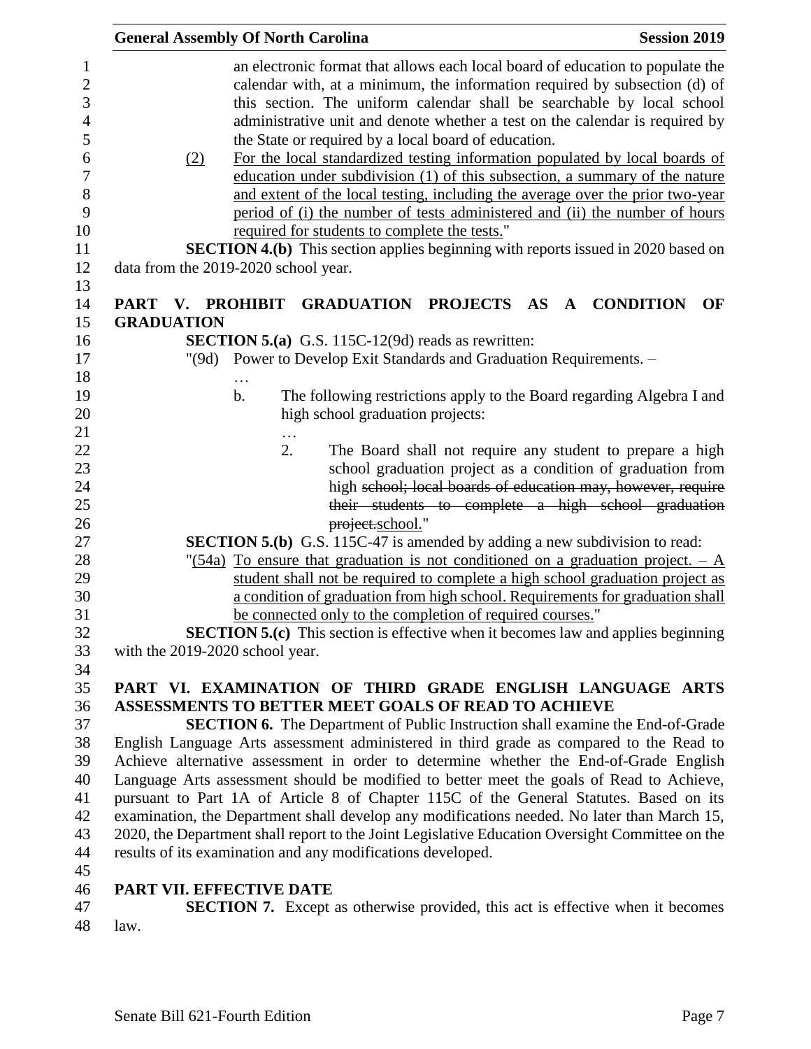an electronic format that allows each local board of education to populate the calendar with, at a minimum, the information required by subsection (d) of this section. The uniform calendar shall be searchable by local school administrative unit and denote whether a test on the calendar is required by the State or required by a local board of education.

<u>(2)</u> <u>For the local standardized testing information populated by local boards of education under subdivision (1) of this subsection, a summary of the nature and extent of the local testing, including the average over the prior two-year period of (i) the number of tests administered and (ii) the number of hours required for students to complete the tests.</u>"

**SECTION 4.(b)** This section applies beginning with reports issued in 2020 based on data from the 2019-2020 school year.

## PART V. PROHIBIT GRADUATION PROJECTS AS A CONDITION OF GRADUATION

**SECTION 5.(a)** G.S. 115C-12(9d) reads as rewritten:

"(9d) Power to Develop Exit Standards and Graduation Requirements. –

…

b. The following restrictions apply to the Board regarding Algebra I and high school graduation projects:

…

2. The Board shall not require any student to prepare a high school graduation project as a condition of graduation from high ~~school; local boards of education may, however, require their students to complete a high school graduation project.~~<u>school.</u>"

**SECTION 5.(b)** G.S. 115C-47 is amended by adding a new subdivision to read:

"<u>(54a) To ensure that graduation is not conditioned on a graduation project. – A student shall not be required to complete a high school graduation project as a condition of graduation from high school. Requirements for graduation shall be connected only to the completion of required courses.</u>"

**SECTION 5.(c)** This section is effective when it becomes law and applies beginning with the 2019-2020 school year.

## PART VI. EXAMINATION OF THIRD GRADE ENGLISH LANGUAGE ARTS ASSESSMENTS TO BETTER MEET GOALS OF READ TO ACHIEVE

**SECTION 6.** The Department of Public Instruction shall examine the End-of-Grade English Language Arts assessment administered in third grade as compared to the Read to Achieve alternative assessment in order to determine whether the End-of-Grade English Language Arts assessment should be modified to better meet the goals of Read to Achieve, pursuant to Part 1A of Article 8 of Chapter 115C of the General Statutes. Based on its examination, the Department shall develop any modifications needed. No later than March 15, 2020, the Department shall report to the Joint Legislative Education Oversight Committee on the results of its examination and any modifications developed.

## PART VII. EFFECTIVE DATE

**SECTION 7.** Except as otherwise provided, this act is effective when it becomes law.